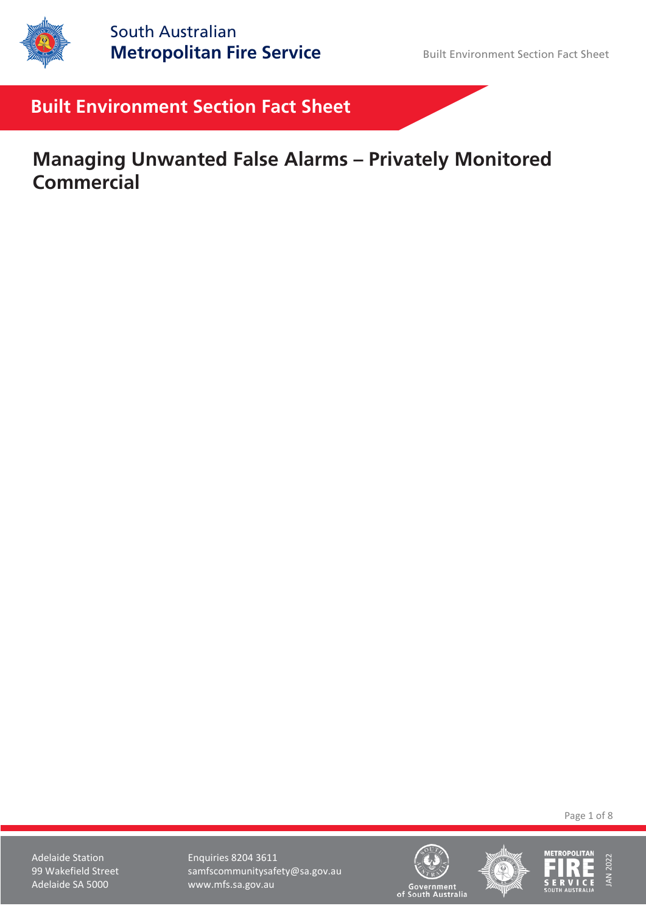# Built Environment Section Fact Sheet

## Managing Unwanted False Alarms – Privately Monitored Commercial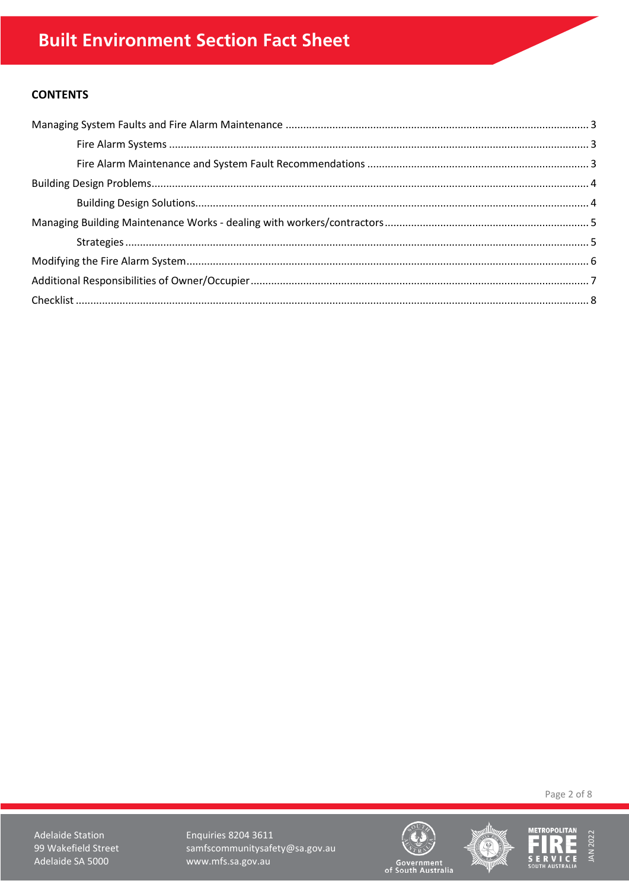# Built Environment Section Fact Sheet

**CONTENTS**

Managing System Faults and Fire Alarm Maintenance ........................................ 3

- Fire Alarm Systems ........................................ 3
- Fire Alarm Maintenance and System Fault Recommendations ........................................ 3

Building Design Problems ........................................ 4

- Building Design Solutions ........................................ 4

Managing Building Maintenance Works - dealing with workers/contractors ........................................ 5

- Strategies ........................................ 5

Modifying the Fire Alarm System ........................................ 6

Additional Responsibilities of Owner/Occupier ........................................ 7

Checklist ........................................ 8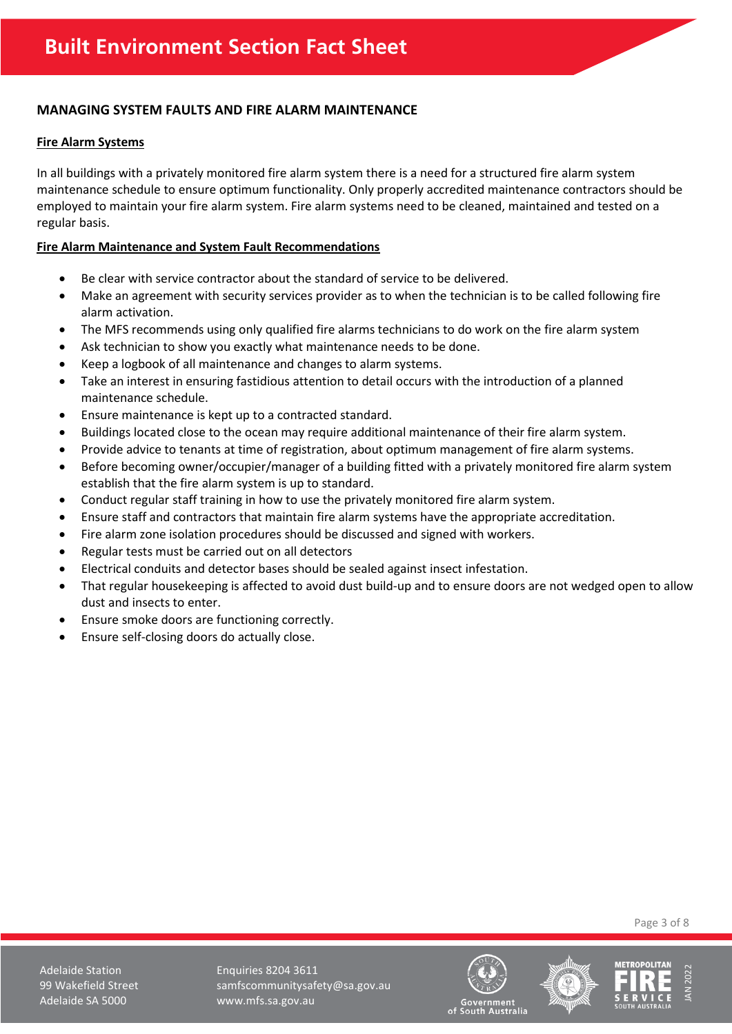# Built Environment Section Fact Sheet

## MANAGING SYSTEM FAULTS AND FIRE ALARM MAINTENANCE

### Fire Alarm Systems

In all buildings with a privately monitored fire alarm system there is a need for a structured fire alarm system maintenance schedule to ensure optimum functionality. Only properly accredited maintenance contractors should be employed to maintain your fire alarm system. Fire alarm systems need to be cleaned, maintained and tested on a regular basis.

### Fire Alarm Maintenance and System Fault Recommendations

- Be clear with service contractor about the standard of service to be delivered.
- Make an agreement with security services provider as to when the technician is to be called following fire alarm activation.
- The MFS recommends using only qualified fire alarms technicians to do work on the fire alarm system
- Ask technician to show you exactly what maintenance needs to be done.
- Keep a logbook of all maintenance and changes to alarm systems.
- Take an interest in ensuring fastidious attention to detail occurs with the introduction of a planned maintenance schedule.
- Ensure maintenance is kept up to a contracted standard.
- Buildings located close to the ocean may require additional maintenance of their fire alarm system.
- Provide advice to tenants at time of registration, about optimum management of fire alarm systems.
- Before becoming owner/occupier/manager of a building fitted with a privately monitored fire alarm system establish that the fire alarm system is up to standard.
- Conduct regular staff training in how to use the privately monitored fire alarm system.
- Ensure staff and contractors that maintain fire alarm systems have the appropriate accreditation.
- Fire alarm zone isolation procedures should be discussed and signed with workers.
- Regular tests must be carried out on all detectors
- Electrical conduits and detector bases should be sealed against insect infestation.
- That regular housekeeping is affected to avoid dust build-up and to ensure doors are not wedged open to allow dust and insects to enter.
- Ensure smoke doors are functioning correctly.
- Ensure self-closing doors do actually close.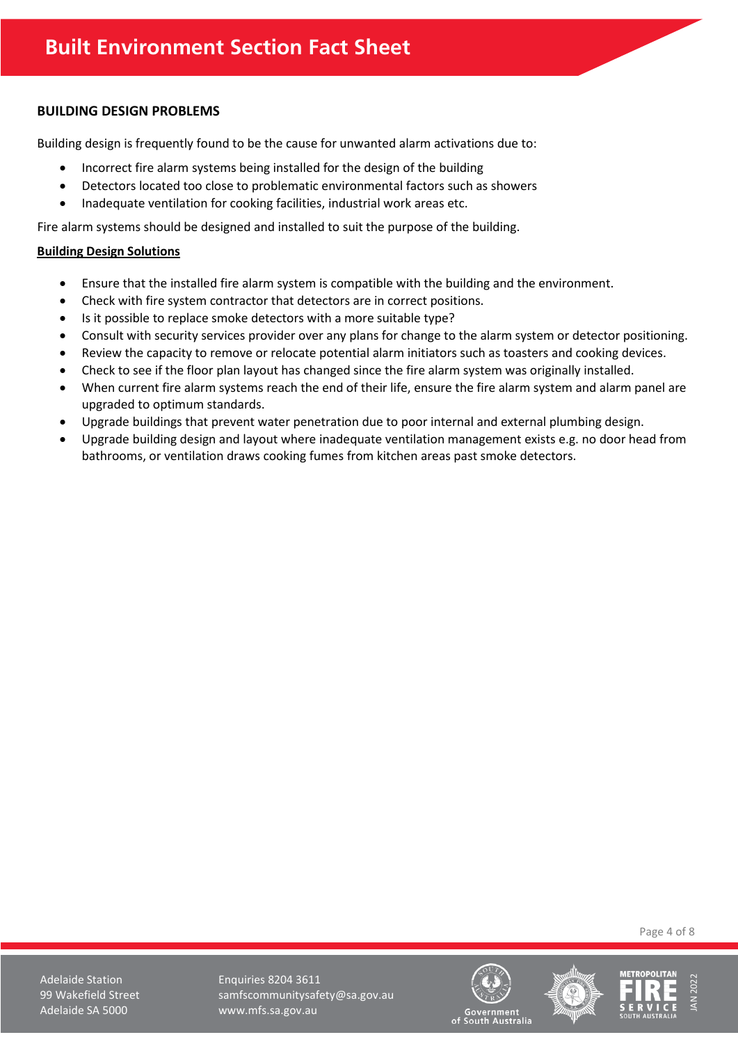## BUILDING DESIGN PROBLEMS

Building design is frequently found to be the cause for unwanted alarm activations due to:

- Incorrect fire alarm systems being installed for the design of the building
- Detectors located too close to problematic environmental factors such as showers
- Inadequate ventilation for cooking facilities, industrial work areas etc.

Fire alarm systems should be designed and installed to suit the purpose of the building.

### Building Design Solutions

- Ensure that the installed fire alarm system is compatible with the building and the environment.
- Check with fire system contractor that detectors are in correct positions.
- Is it possible to replace smoke detectors with a more suitable type?
- Consult with security services provider over any plans for change to the alarm system or detector positioning.
- Review the capacity to remove or relocate potential alarm initiators such as toasters and cooking devices.
- Check to see if the floor plan layout has changed since the fire alarm system was originally installed.
- When current fire alarm systems reach the end of their life, ensure the fire alarm system and alarm panel are upgraded to optimum standards.
- Upgrade buildings that prevent water penetration due to poor internal and external plumbing design.
- Upgrade building design and layout where inadequate ventilation management exists e.g. no door head from bathrooms, or ventilation draws cooking fumes from kitchen areas past smoke detectors.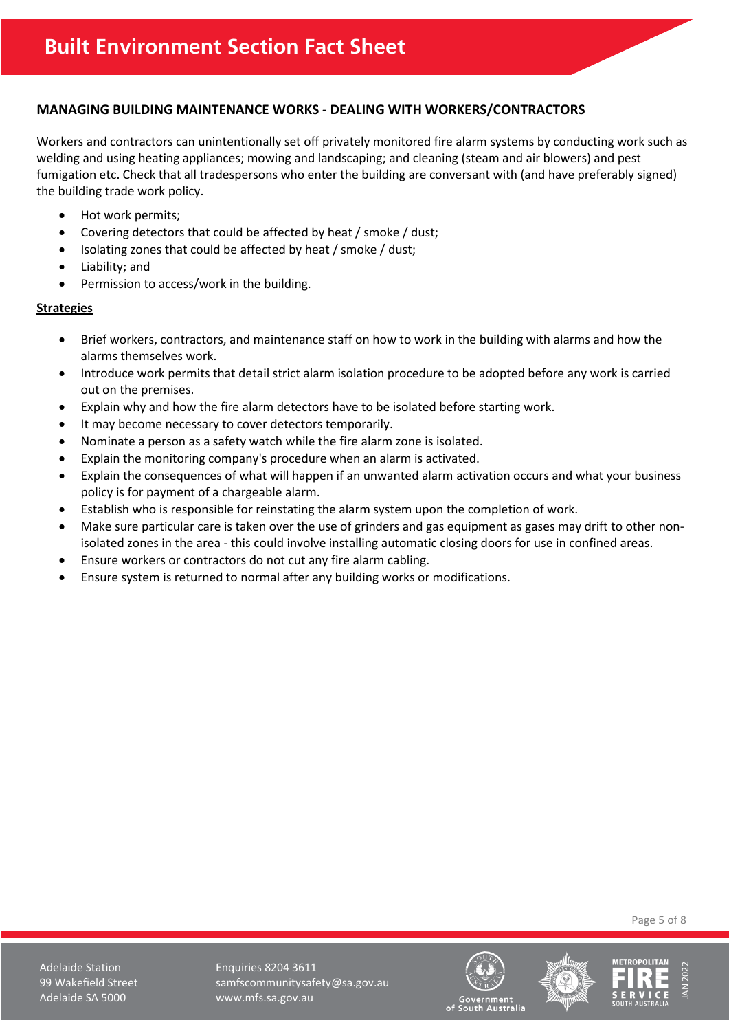## MANAGING BUILDING MAINTENANCE WORKS - DEALING WITH WORKERS/CONTRACTORS

Workers and contractors can unintentionally set off privately monitored fire alarm systems by conducting work such as welding and using heating appliances; mowing and landscaping; and cleaning (steam and air blowers) and pest fumigation etc. Check that all tradespersons who enter the building are conversant with (and have preferably signed) the building trade work policy.

- Hot work permits;
- Covering detectors that could be affected by heat / smoke / dust;
- Isolating zones that could be affected by heat / smoke / dust;
- Liability; and
- Permission to access/work in the building.

**Strategies**

- Brief workers, contractors, and maintenance staff on how to work in the building with alarms and how the alarms themselves work.
- Introduce work permits that detail strict alarm isolation procedure to be adopted before any work is carried out on the premises.
- Explain why and how the fire alarm detectors have to be isolated before starting work.
- It may become necessary to cover detectors temporarily.
- Nominate a person as a safety watch while the fire alarm zone is isolated.
- Explain the monitoring company's procedure when an alarm is activated.
- Explain the consequences of what will happen if an unwanted alarm activation occurs and what your business policy is for payment of a chargeable alarm.
- Establish who is responsible for reinstating the alarm system upon the completion of work.
- Make sure particular care is taken over the use of grinders and gas equipment as gases may drift to other non-isolated zones in the area - this could involve installing automatic closing doors for use in confined areas.
- Ensure workers or contractors do not cut any fire alarm cabling.
- Ensure system is returned to normal after any building works or modifications.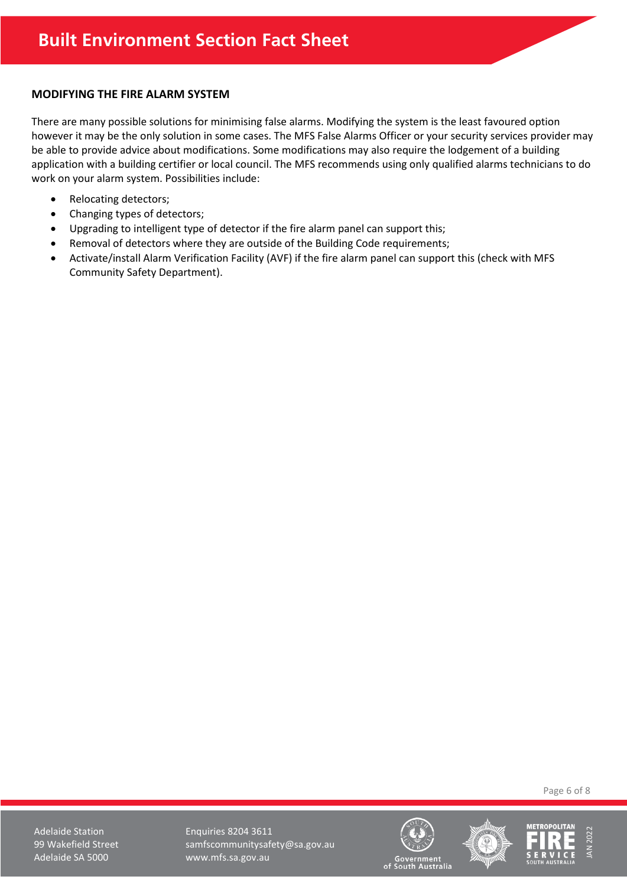## MODIFYING THE FIRE ALARM SYSTEM

There are many possible solutions for minimising false alarms. Modifying the system is the least favoured option however it may be the only solution in some cases. The MFS False Alarms Officer or your security services provider may be able to provide advice about modifications. Some modifications may also require the lodgement of a building application with a building certifier or local council. The MFS recommends using only qualified alarms technicians to do work on your alarm system. Possibilities include:

- Relocating detectors;
- Changing types of detectors;
- Upgrading to intelligent type of detector if the fire alarm panel can support this;
- Removal of detectors where they are outside of the Building Code requirements;
- Activate/install Alarm Verification Facility (AVF) if the fire alarm panel can support this (check with MFS Community Safety Department).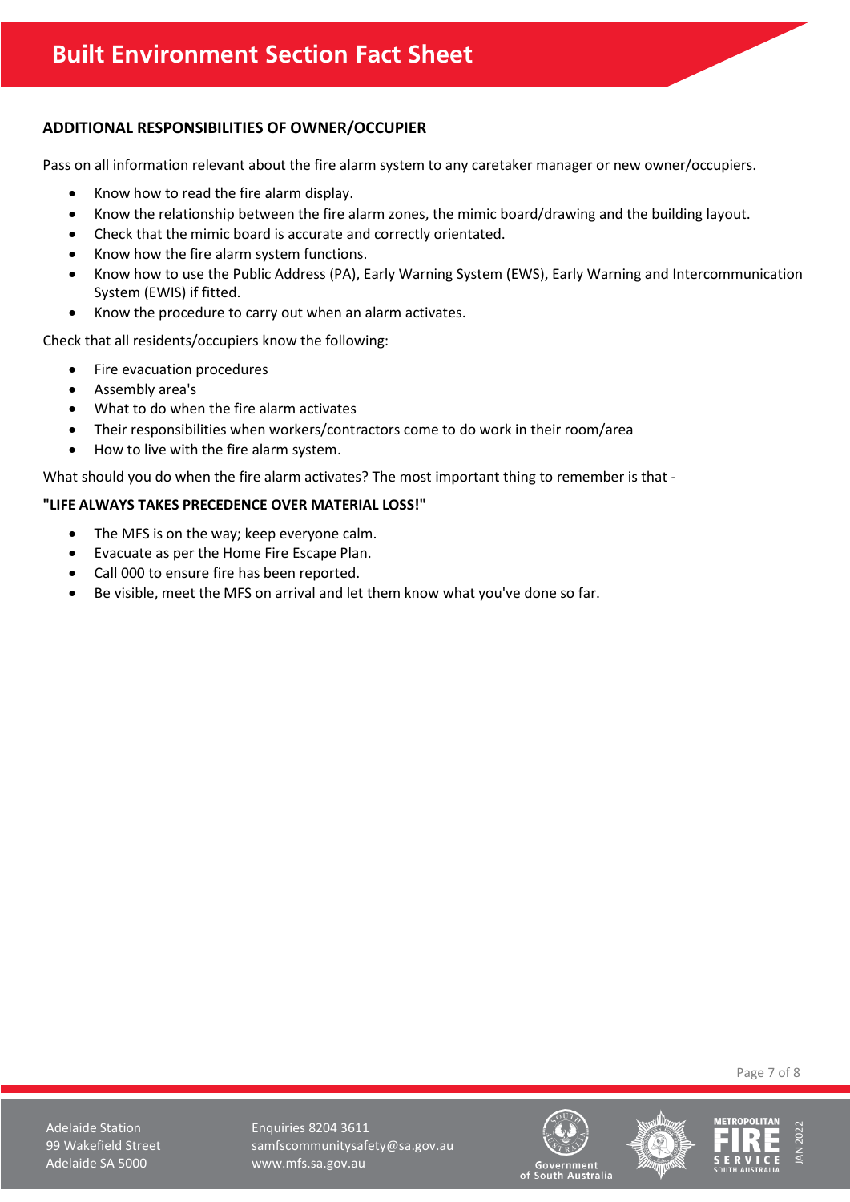## ADDITIONAL RESPONSIBILITIES OF OWNER/OCCUPIER

Pass on all information relevant about the fire alarm system to any caretaker manager or new owner/occupiers.

- Know how to read the fire alarm display.
- Know the relationship between the fire alarm zones, the mimic board/drawing and the building layout.
- Check that the mimic board is accurate and correctly orientated.
- Know how the fire alarm system functions.
- Know how to use the Public Address (PA), Early Warning System (EWS), Early Warning and Intercommunication System (EWIS) if fitted.
- Know the procedure to carry out when an alarm activates.

Check that all residents/occupiers know the following:

- Fire evacuation procedures
- Assembly area's
- What to do when the fire alarm activates
- Their responsibilities when workers/contractors come to do work in their room/area
- How to live with the fire alarm system.

What should you do when the fire alarm activates? The most important thing to remember is that -

**"LIFE ALWAYS TAKES PRECEDENCE OVER MATERIAL LOSS!"**

- The MFS is on the way; keep everyone calm.
- Evacuate as per the Home Fire Escape Plan.
- Call 000 to ensure fire has been reported.
- Be visible, meet the MFS on arrival and let them know what you've done so far.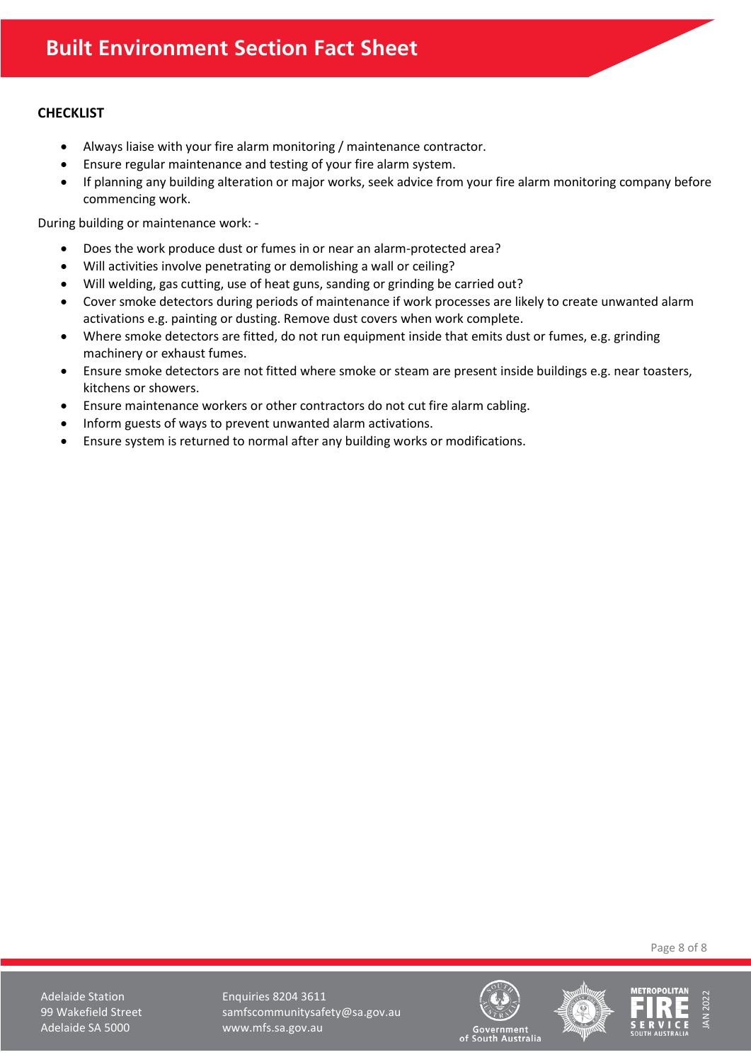## CHECKLIST

- Always liaise with your fire alarm monitoring / maintenance contractor.
- Ensure regular maintenance and testing of your fire alarm system.
- If planning any building alteration or major works, seek advice from your fire alarm monitoring company before commencing work.

During building or maintenance work: -

- Does the work produce dust or fumes in or near an alarm-protected area?
- Will activities involve penetrating or demolishing a wall or ceiling?
- Will welding, gas cutting, use of heat guns, sanding or grinding be carried out?
- Cover smoke detectors during periods of maintenance if work processes are likely to create unwanted alarm activations e.g. painting or dusting. Remove dust covers when work complete.
- Where smoke detectors are fitted, do not run equipment inside that emits dust or fumes, e.g. grinding machinery or exhaust fumes.
- Ensure smoke detectors are not fitted where smoke or steam are present inside buildings e.g. near toasters, kitchens or showers.
- Ensure maintenance workers or other contractors do not cut fire alarm cabling.
- Inform guests of ways to prevent unwanted alarm activations.
- Ensure system is returned to normal after any building works or modifications.